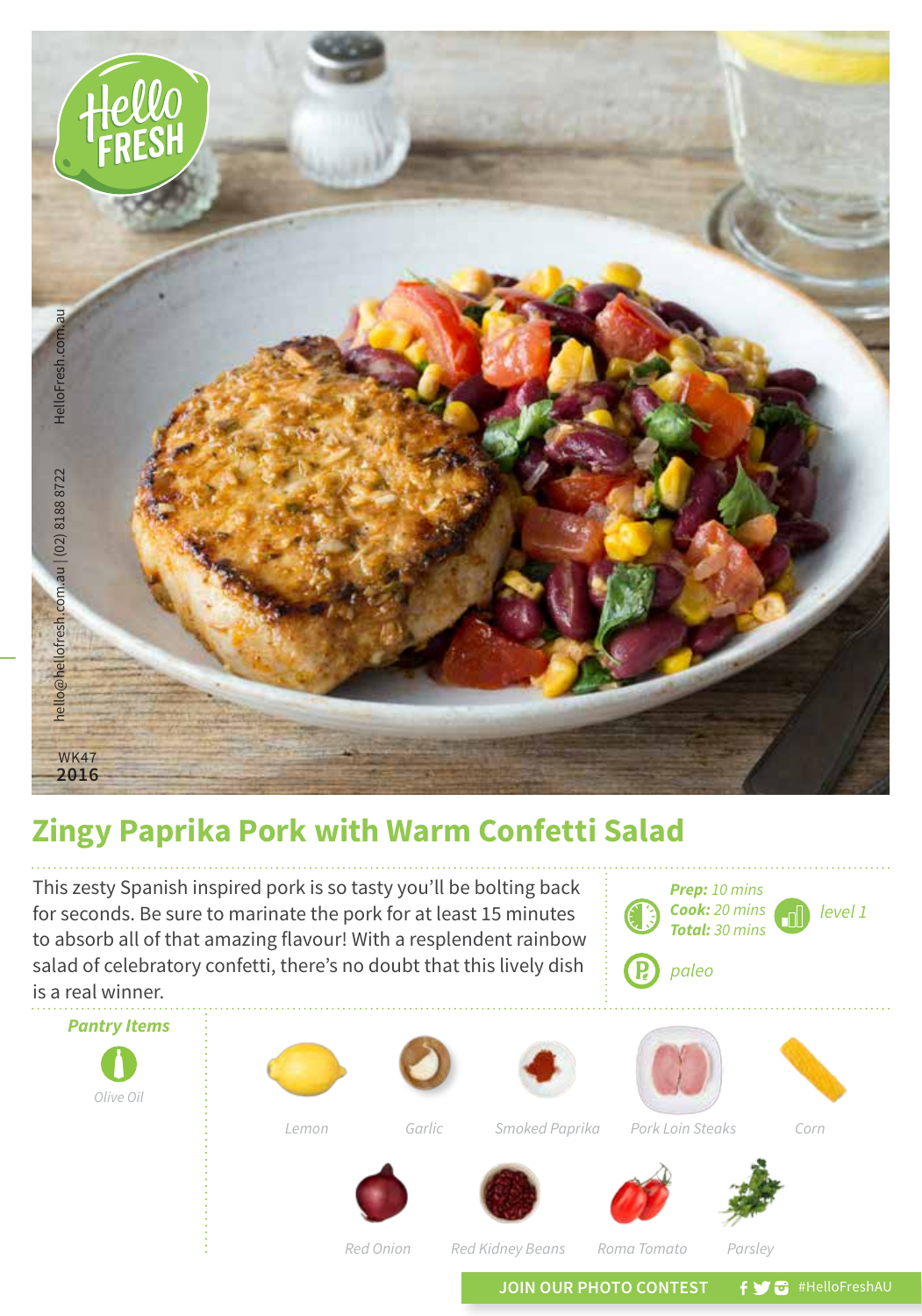hello@hellofresh.com.au | (02) 8188 8722 HelloFresh.com.au

WK47
2016

# Zingy Paprika Pork with Warm Confetti Salad

This zesty Spanish inspired pork is so tasty you'll be bolting back for seconds. Be sure to marinate the pork for at least 15 minutes to absorb all of that amazing flavour! With a resplendent rainbow salad of celebratory confetti, there's no doubt that this lively dish is a real winner.

***Prep:*** *10 mins*
***Cook:*** *20 mins*
***Total:*** *30 mins*

*level 1*

*paleo*

### *Pantry Items*

*Olive Oil*

*Lemon*

*Garlic*

*Smoked Paprika*

*Pork Loin Steaks*

*Corn*

*Red Onion*

*Red Kidney Beans*

*Roma Tomato*

*Parsley*

JOIN OUR PHOTO CONTEST #HelloFreshAU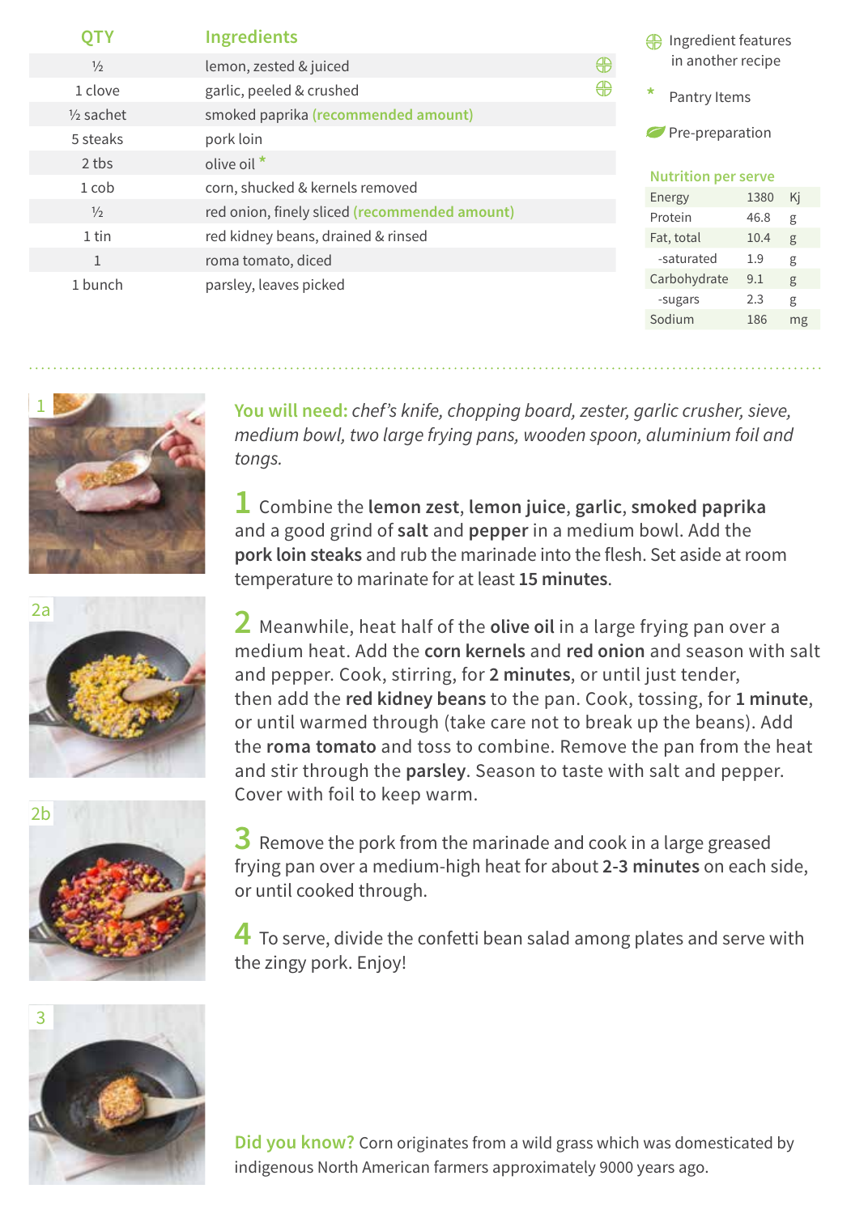| QTY | Ingredients | |
|---|---|---|
| ½ | lemon, zested & juiced | ⊕ |
| 1 clove | garlic, peeled & crushed | ⊕ |
| ½ sachet | smoked paprika (recommended amount) | |
| 5 steaks | pork loin | |
| 2 tbs | olive oil * | |
| 1 cob | corn, shucked & kernels removed | |
| ½ | red onion, finely sliced (recommended amount) | |
| 1 tin | red kidney beans, drained & rinsed | |
| 1 | roma tomato, diced | |
| 1 bunch | parsley, leaves picked | |

⊕ Ingredient features in another recipe

* Pantry Items

Pre-preparation

**Nutrition per serve**

| | | |
|---|---|---|
| Energy | 1380 | Kj |
| Protein | 46.8 | g |
| Fat, total | 10.4 | g |
| -saturated | 1.9 | g |
| Carbohydrate | 9.1 | g |
| -sugars | 2.3 | g |
| Sodium | 186 | mg |

**You will need:** *chef's knife, chopping board, zester, garlic crusher, sieve, medium bowl, two large frying pans, wooden spoon, aluminium foil and tongs.*

**1** Combine the **lemon zest**, **lemon juice**, **garlic**, **smoked paprika** and a good grind of **salt** and **pepper** in a medium bowl. Add the **pork loin steaks** and rub the marinade into the flesh. Set aside at room temperature to marinate for at least **15 minutes**.

**2** Meanwhile, heat half of the **olive oil** in a large frying pan over a medium heat. Add the **corn kernels** and **red onion** and season with salt and pepper. Cook, stirring, for **2 minutes**, or until just tender, then add the **red kidney beans** to the pan. Cook, tossing, for **1 minute**, or until warmed through (take care not to break up the beans). Add the **roma tomato** and toss to combine. Remove the pan from the heat and stir through the **parsley**. Season to taste with salt and pepper. Cover with foil to keep warm.

**3** Remove the pork from the marinade and cook in a large greased frying pan over a medium-high heat for about **2-3 minutes** on each side, or until cooked through.

**4** To serve, divide the confetti bean salad among plates and serve with the zingy pork. Enjoy!

**Did you know?** Corn originates from a wild grass which was domesticated by indigenous North American farmers approximately 9000 years ago.